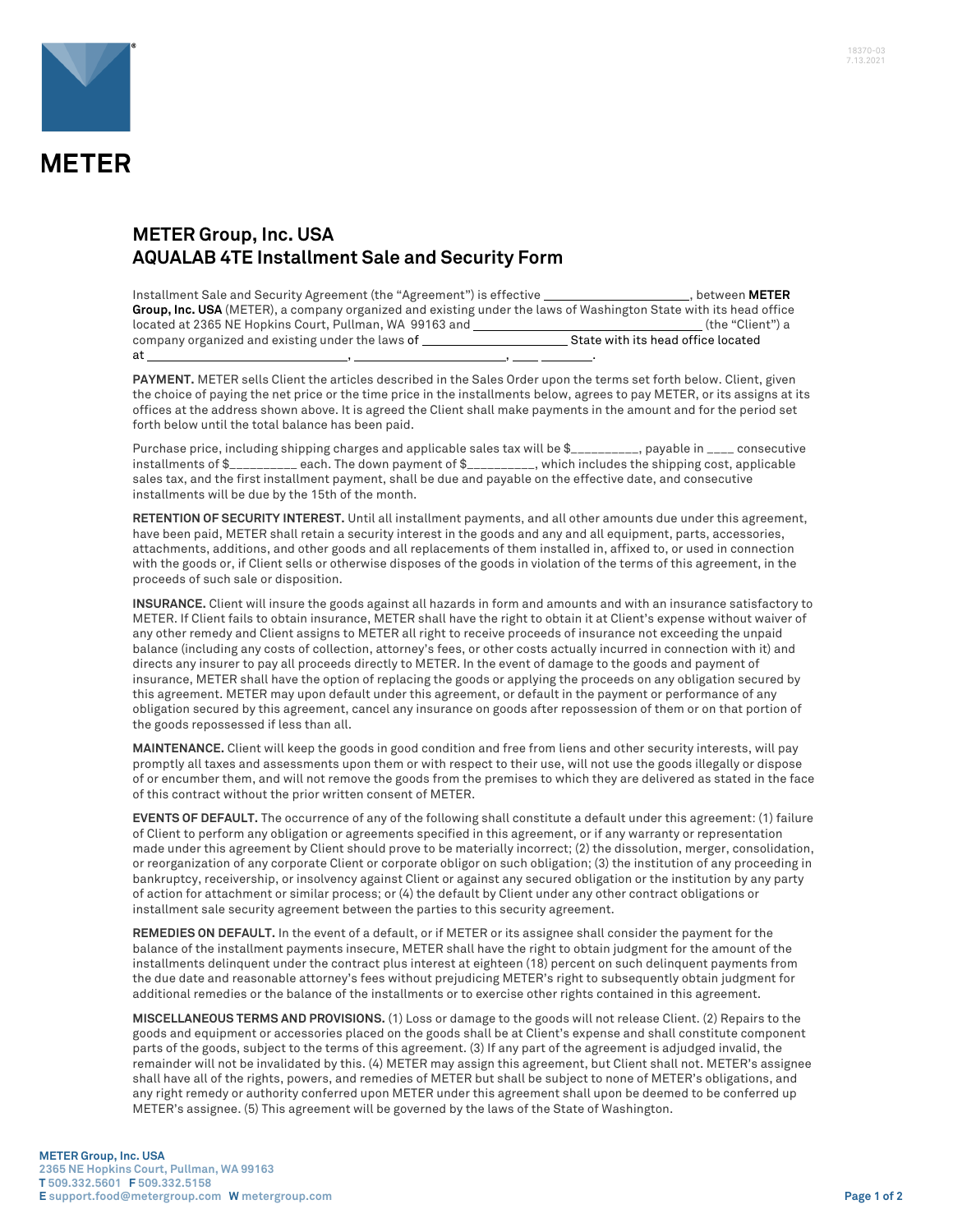# METER

## METER Group, Inc. USA
## AQUALAB 4TE Installment Sale and Security Form

Installment Sale and Security Agreement (the "Agreement") is effective ______________________, between **METER Group, Inc. USA** (METER), a company organized and existing under the laws of Washington State with its head office located at 2365 NE Hopkins Court, Pullman, WA 99163 and ________________________________ (the "Client") a company organized and existing under the laws of ____________________ State with its head office located at ____________________________, ______________________, ____ _______.

**PAYMENT.** METER sells Client the articles described in the Sales Order upon the terms set forth below. Client, given the choice of paying the net price or the time price in the installments below, agrees to pay METER, or its assigns at its offices at the address shown above. It is agreed the Client shall make payments in the amount and for the period set forth below until the total balance has been paid.

Purchase price, including shipping charges and applicable sales tax will be $__________, payable in ____ consecutive installments of $__________ each. The down payment of $__________, which includes the shipping cost, applicable sales tax, and the first installment payment, shall be due and payable on the effective date, and consecutive installments will be due by the 15th of the month.

**RETENTION OF SECURITY INTEREST.** Until all installment payments, and all other amounts due under this agreement, have been paid, METER shall retain a security interest in the goods and any and all equipment, parts, accessories, attachments, additions, and other goods and all replacements of them installed in, affixed to, or used in connection with the goods or, if Client sells or otherwise disposes of the goods in violation of the terms of this agreement, in the proceeds of such sale or disposition.

**INSURANCE.** Client will insure the goods against all hazards in form and amounts and with an insurance satisfactory to METER. If Client fails to obtain insurance, METER shall have the right to obtain it at Client's expense without waiver of any other remedy and Client assigns to METER all right to receive proceeds of insurance not exceeding the unpaid balance (including any costs of collection, attorney's fees, or other costs actually incurred in connection with it) and directs any insurer to pay all proceeds directly to METER. In the event of damage to the goods and payment of insurance, METER shall have the option of replacing the goods or applying the proceeds on any obligation secured by this agreement. METER may upon default under this agreement, or default in the payment or performance of any obligation secured by this agreement, cancel any insurance on goods after repossession of them or on that portion of the goods repossessed if less than all.

**MAINTENANCE.** Client will keep the goods in good condition and free from liens and other security interests, will pay promptly all taxes and assessments upon them or with respect to their use, will not use the goods illegally or dispose of or encumber them, and will not remove the goods from the premises to which they are delivered as stated in the face of this contract without the prior written consent of METER.

**EVENTS OF DEFAULT.** The occurrence of any of the following shall constitute a default under this agreement: (1) failure of Client to perform any obligation or agreements specified in this agreement, or if any warranty or representation made under this agreement by Client should prove to be materially incorrect; (2) the dissolution, merger, consolidation, or reorganization of any corporate Client or corporate obligor on such obligation; (3) the institution of any proceeding in bankruptcy, receivership, or insolvency against Client or against any secured obligation or the institution by any party of action for attachment or similar process; or (4) the default by Client under any other contract obligations or installment sale security agreement between the parties to this security agreement.

**REMEDIES ON DEFAULT.** In the event of a default, or if METER or its assignee shall consider the payment for the balance of the installment payments insecure, METER shall have the right to obtain judgment for the amount of the installments delinquent under the contract plus interest at eighteen (18) percent on such delinquent payments from the due date and reasonable attorney's fees without prejudicing METER's right to subsequently obtain judgment for additional remedies or the balance of the installments or to exercise other rights contained in this agreement.

**MISCELLANEOUS TERMS AND PROVISIONS.** (1) Loss or damage to the goods will not release Client. (2) Repairs to the goods and equipment or accessories placed on the goods shall be at Client's expense and shall constitute component parts of the goods, subject to the terms of this agreement. (3) If any part of the agreement is adjudged invalid, the remainder will not be invalidated by this. (4) METER may assign this agreement, but Client shall not. METER's assignee shall have all of the rights, powers, and remedies of METER but shall be subject to none of METER's obligations, and any right remedy or authority conferred upon METER under this agreement shall upon be deemed to be conferred up METER's assignee. (5) This agreement will be governed by the laws of the State of Washington.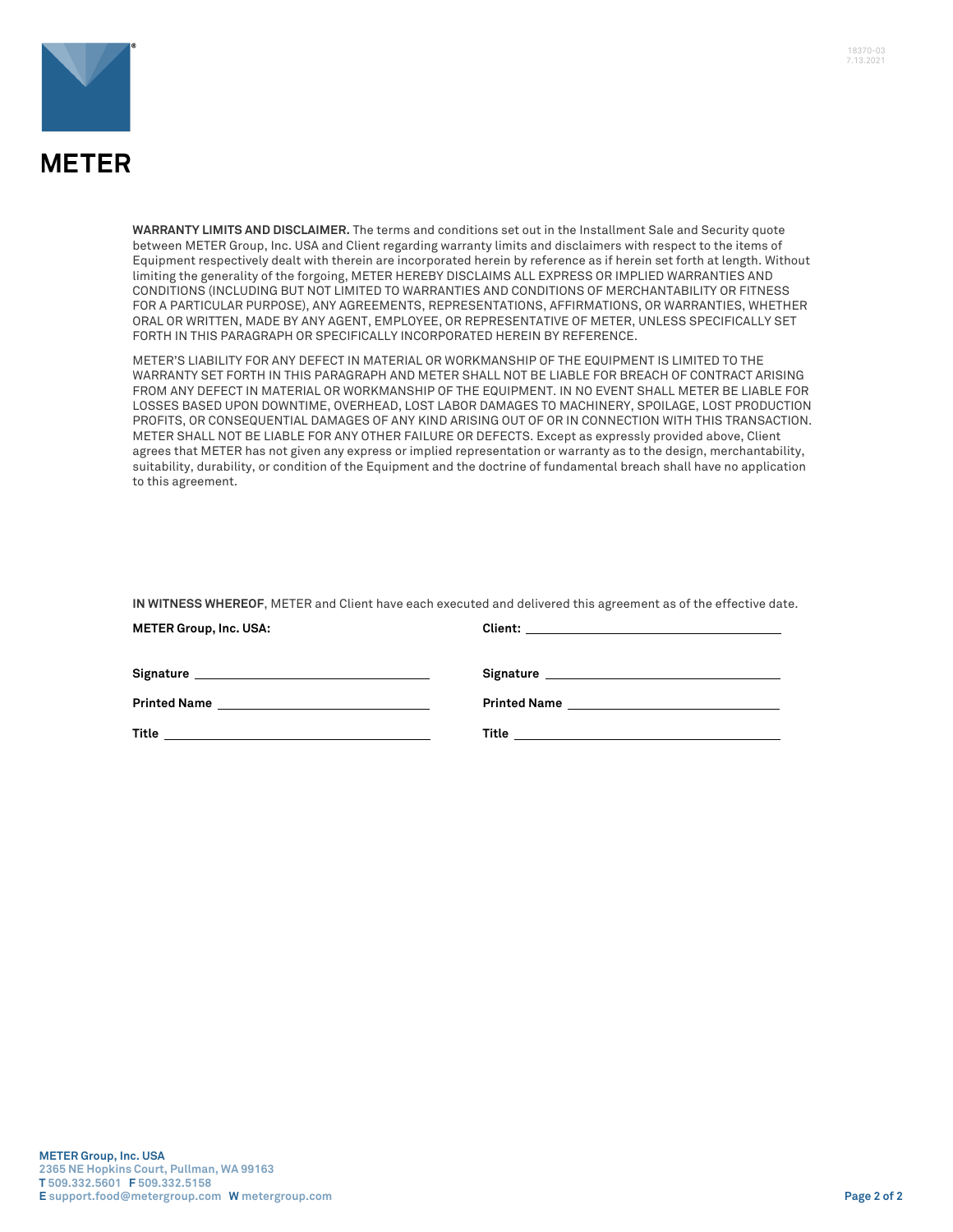METER

**WARRANTY LIMITS AND DISCLAIMER.** The terms and conditions set out in the Installment Sale and Security quote between METER Group, Inc. USA and Client regarding warranty limits and disclaimers with respect to the items of Equipment respectively dealt with therein are incorporated herein by reference as if herein set forth at length. Without limiting the generality of the forgoing, METER HEREBY DISCLAIMS ALL EXPRESS OR IMPLIED WARRANTIES AND CONDITIONS (INCLUDING BUT NOT LIMITED TO WARRANTIES AND CONDITIONS OF MERCHANTABILITY OR FITNESS FOR A PARTICULAR PURPOSE), ANY AGREEMENTS, REPRESENTATIONS, AFFIRMATIONS, OR WARRANTIES, WHETHER ORAL OR WRITTEN, MADE BY ANY AGENT, EMPLOYEE, OR REPRESENTATIVE OF METER, UNLESS SPECIFICALLY SET FORTH IN THIS PARAGRAPH OR SPECIFICALLY INCORPORATED HEREIN BY REFERENCE.

METER'S LIABILITY FOR ANY DEFECT IN MATERIAL OR WORKMANSHIP OF THE EQUIPMENT IS LIMITED TO THE WARRANTY SET FORTH IN THIS PARAGRAPH AND METER SHALL NOT BE LIABLE FOR BREACH OF CONTRACT ARISING FROM ANY DEFECT IN MATERIAL OR WORKMANSHIP OF THE EQUIPMENT. IN NO EVENT SHALL METER BE LIABLE FOR LOSSES BASED UPON DOWNTIME, OVERHEAD, LOST LABOR DAMAGES TO MACHINERY, SPOILAGE, LOST PRODUCTION PROFITS, OR CONSEQUENTIAL DAMAGES OF ANY KIND ARISING OUT OF OR IN CONNECTION WITH THIS TRANSACTION. METER SHALL NOT BE LIABLE FOR ANY OTHER FAILURE OR DEFECTS. Except as expressly provided above, Client agrees that METER has not given any express or implied representation or warranty as to the design, merchantability, suitability, durability, or condition of the Equipment and the doctrine of fundamental breach shall have no application to this agreement.

**IN WITNESS WHEREOF**, METER and Client have each executed and delivered this agreement as of the effective date.

| **METER Group, Inc. USA:** | **Client:** ____________________ |
| --- | --- |
| **Signature** ____________________ | **Signature** ____________________ |
| **Printed Name** ____________________ | **Printed Name** ____________________ |
| **Title** ____________________ | **Title** ____________________ |

**METER Group, Inc. USA**
2365 NE Hopkins Court, Pullman, WA 99163
**T** 509.332.5601 **F** 509.332.5158
**E** support.food@metergroup.com **W** metergroup.com